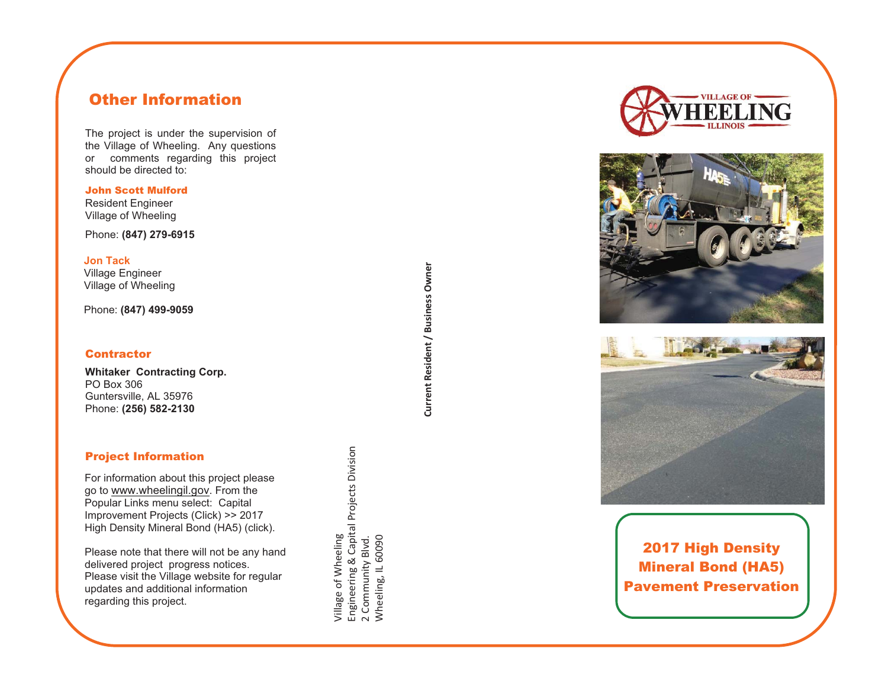## Other Information

The project is under the supervision of the Village of Wheeling. Any questions or comments regarding this project should be directed to:

**John Scott Mulford**
Resident Engineer
Village of Wheeling

Phone: **(847) 279-6915**

**Jon Tack**
Village Engineer
Village of Wheeling

Phone: **(847) 499-9059**

### Contractor

**Whitaker Contracting Corp.**
PO Box 306
Guntersville, AL 35976
Phone: **(256) 582-2130**

### Project Information

For information about this project please go to www.wheelingil.gov. From the Popular Links menu select: Capital Improvement Projects (Click) >> 2017 High Density Mineral Bond (HA5) (click).

Please note that there will not be any hand delivered project progress notices. Please visit the Village website for regular updates and additional information regarding this project.

Village of Wheeling
Engineering & Capital Projects Division
2 Community Blvd.
Wheeling, IL 60090

**Current Resident / Business Owner**

VILLAGE OF WHEELING ILLINOIS

## 2017 High Density Mineral Bond (HA5) Pavement Preservation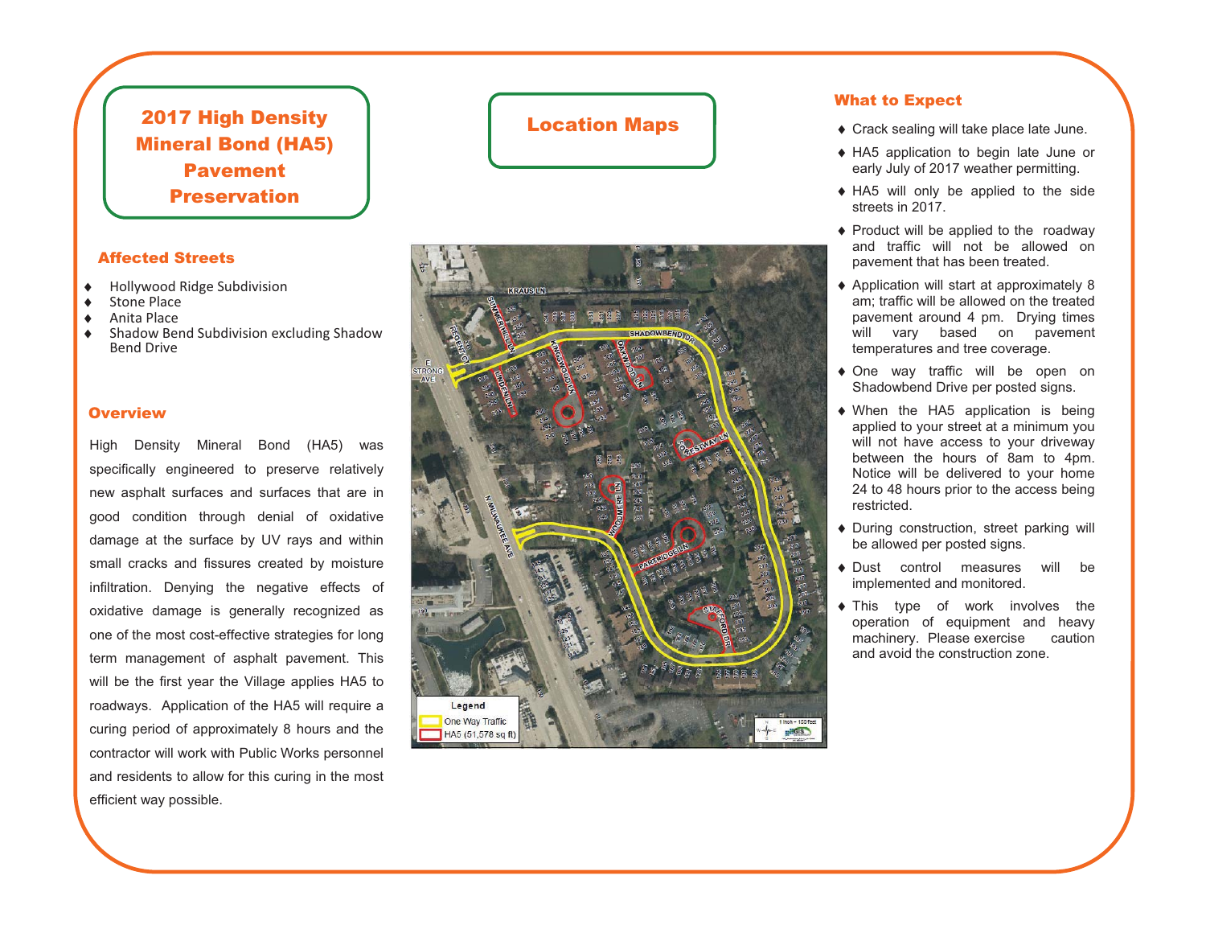# 2017 High Density Mineral Bond (HA5) Pavement Preservation

## Affected Streets

- Hollywood Ridge Subdivision
- Stone Place
- Anita Place
- Shadow Bend Subdivision excluding Shadow Bend Drive

## Overview

High Density Mineral Bond (HA5) was specifically engineered to preserve relatively new asphalt surfaces and surfaces that are in good condition through denial of oxidative damage at the surface by UV rays and within small cracks and fissures created by moisture infiltration. Denying the negative effects of oxidative damage is generally recognized as one of the most cost-effective strategies for long term management of asphalt pavement. This will be the first year the Village applies HA5 to roadways. Application of the HA5 will require a curing period of approximately 8 hours and the contractor will work with Public Works personnel and residents to allow for this curing in the most efficient way possible.

## Location Maps

KRAUS LN
SHADOWBEND DR
SUMMERHILL LN
REGENT CT
E STRONG AVE
LINDEN LN
KINGSWOOD LN
OAKWOOD LN
FORESTWAY LN
WOODMERE LN
N MILWAUKEE AVE
PARTRIDGE LN
STAFFORD DR

Legend
One Way Traffic
HA5 (51,578 sq ft)

1 inch = 150 feet

## What to Expect

- Crack sealing will take place late June.
- HA5 application to begin late June or early July of 2017 weather permitting.
- HA5 will only be applied to the side streets in 2017.
- Product will be applied to the roadway and traffic will not be allowed on pavement that has been treated.
- Application will start at approximately 8 am; traffic will be allowed on the treated pavement around 4 pm. Drying times will vary based on pavement temperatures and tree coverage.
- One way traffic will be open on Shadowbend Drive per posted signs.
- When the HA5 application is being applied to your street at a minimum you will not have access to your driveway between the hours of 8am to 4pm. Notice will be delivered to your home 24 to 48 hours prior to the access being restricted.
- During construction, street parking will be allowed per posted signs.
- Dust control measures will be implemented and monitored.
- This type of work involves the operation of equipment and heavy machinery. Please exercise caution and avoid the construction zone.